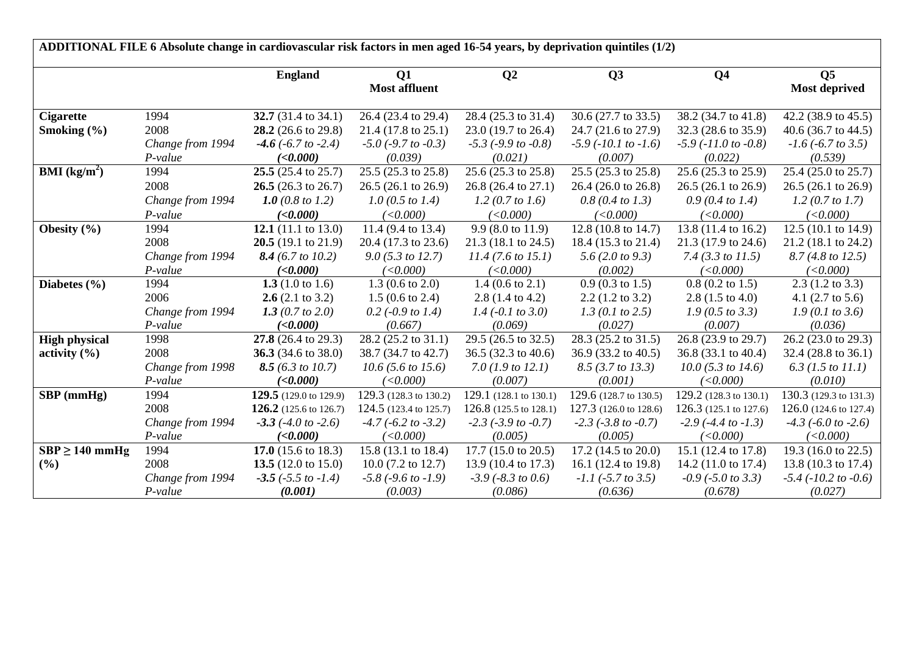**ADDITIONAL FILE 6 Absolute change in cardiovascular risk factors in men aged 16-54 years, by deprivation quintiles (1/2)**

| | | England | Q1 Most affluent | Q2 | Q3 | Q4 | Q5 Most deprived |
|---|---|---|---|---|---|---|---|
| **Cigarette Smoking (%)** | 1994 | **32.7** (31.4 to 34.1) | 26.4 (23.4 to 29.4) | 28.4 (25.3 to 31.4) | 30.6 (27.7 to 33.5) | 38.2 (34.7 to 41.8) | 42.2 (38.9 to 45.5) |
| | 2008 | **28.2** (26.6 to 29.8) | 21.4 (17.8 to 25.1) | 23.0 (19.7 to 26.4) | 24.7 (21.6 to 27.9) | 32.3 (28.6 to 35.9) | 40.6 (36.7 to 44.5) |
| | *Change from 1994* | ***-4.6** (-6.7 to -2.4)* | *-5.0 (-9.7 to -0.3)* | *-5.3 (-9.9 to -0.8)* | *-5.9 (-10.1 to -1.6)* | *-5.9 (-11.0 to -0.8)* | *-1.6 (-6.7 to 3.5)* |
| | *P-value* | ***(<0.000)*** | *(0.039)* | *(0.021)* | *(0.007)* | *(0.022)* | *(0.539)* |
| **BMI ($kg/m^2$)** | 1994 | **25.5** (25.4 to 25.7) | 25.5 (25.3 to 25.8) | 25.6 (25.3 to 25.8) | 25.5 (25.3 to 25.8) | 25.6 (25.3 to 25.9) | 25.4 (25.0 to 25.7) |
| | 2008 | **26.5** (26.3 to 26.7) | 26.5 (26.1 to 26.9) | 26.8 (26.4 to 27.1) | 26.4 (26.0 to 26.8) | 26.5 (26.1 to 26.9) | 26.5 (26.1 to 26.9) |
| | *Change from 1994* | ***1.0** (0.8 to 1.2)* | *1.0 (0.5 to 1.4)* | *1.2 (0.7 to 1.6)* | *0.8 (0.4 to 1.3)* | *0.9 (0.4 to 1.4)* | *1.2 (0.7 to 1.7)* |
| | *P-value* | ***(<0.000)*** | *(<0.000)* | *(<0.000)* | *(<0.000)* | *(<0.000)* | *(<0.000)* |
| **Obesity (%)** | 1994 | **12.1** (11.1 to 13.0) | 11.4 (9.4 to 13.4) | 9.9 (8.0 to 11.9) | 12.8 (10.8 to 14.7) | 13.8 (11.4 to 16.2) | 12.5 (10.1 to 14.9) |
| | 2008 | **20.5** (19.1 to 21.9) | 20.4 (17.3 to 23.6) | 21.3 (18.1 to 24.5) | 18.4 (15.3 to 21.4) | 21.3 (17.9 to 24.6) | 21.2 (18.1 to 24.2) |
| | *Change from 1994* | ***8.4** (6.7 to 10.2)* | *9.0 (5.3 to 12.7)* | *11.4 (7.6 to 15.1)* | *5.6 (2.0 to 9.3)* | *7.4 (3.3 to 11.5)* | *8.7 (4.8 to 12.5)* |
| | *P-value* | ***(<0.000)*** | *(<0.000)* | *(<0.000)* | *(0.002)* | *(<0.000)* | *(<0.000)* |
| **Diabetes (%)** | 1994 | **1.3** (1.0 to 1.6) | 1.3 (0.6 to 2.0) | 1.4 (0.6 to 2.1) | 0.9 (0.3 to 1.5) | 0.8 (0.2 to 1.5) | 2.3 (1.2 to 3.3) |
| | 2006 | **2.6** (2.1 to 3.2) | 1.5 (0.6 to 2.4) | 2.8 (1.4 to 4.2) | 2.2 (1.2 to 3.2) | 2.8 (1.5 to 4.0) | 4.1 (2.7 to 5.6) |
| | *Change from 1994* | ***1.3** (0.7 to 2.0)* | *0.2 (-0.9 to 1.4)* | *1.4 (-0.1 to 3.0)* | *1.3 (0.1 to 2.5)* | *1.9 (0.5 to 3.3)* | *1.9 (0.1 to 3.6)* |
| | *P-value* | ***(<0.000)*** | *(0.667)* | *(0.069)* | *(0.027)* | *(0.007)* | *(0.036)* |
| **High physical activity (%)** | 1998 | **27.8** (26.4 to 29.3) | 28.2 (25.2 to 31.1) | 29.5 (26.5 to 32.5) | 28.3 (25.2 to 31.5) | 26.8 (23.9 to 29.7) | 26.2 (23.0 to 29.3) |
| | 2008 | **36.3** (34.6 to 38.0) | 38.7 (34.7 to 42.7) | 36.5 (32.3 to 40.6) | 36.9 (33.2 to 40.5) | 36.8 (33.1 to 40.4) | 32.4 (28.8 to 36.1) |
| | *Change from 1998* | ***8.5** (6.3 to 10.7)* | *10.6 (5.6 to 15.6)* | *7.0 (1.9 to 12.1)* | *8.5 (3.7 to 13.3)* | *10.0 (5.3 to 14.6)* | *6.3 (1.5 to 11.1)* |
| | *P-value* | ***(<0.000)*** | *(<0.000)* | *(0.007)* | *(0.001)* | *(<0.000)* | *(0.010)* |
| **SBP (mmHg)** | 1994 | **129.5** (129.0 to 129.9) | 129.3 (128.3 to 130.2) | 129.1 (128.1 to 130.1) | 129.6 (128.7 to 130.5) | 129.2 (128.3 to 130.1) | 130.3 (129.3 to 131.3) |
| | 2008 | **126.2** (125.6 to 126.7) | 124.5 (123.4 to 125.7) | 126.8 (125.5 to 128.1) | 127.3 (126.0 to 128.6) | 126.3 (125.1 to 127.6) | 126.0 (124.6 to 127.4) |
| | *Change from 1994* | ***-3.3** (-4.0 to -2.6)* | *-4.7 (-6.2 to -3.2)* | *-2.3 (-3.9 to -0.7)* | *-2.3 (-3.8 to -0.7)* | *-2.9 (-4.4 to -1.3)* | *-4.3 (-6.0 to -2.6)* |
| | *P-value* | ***(<0.000)*** | *(<0.000)* | *(0.005)* | *(0.005)* | *(<0.000)* | *(<0.000)* |
| **SBP ≥ 140 mmHg (%)** | 1994 | **17.0** (15.6 to 18.3) | 15.8 (13.1 to 18.4) | 17.7 (15.0 to 20.5) | 17.2 (14.5 to 20.0) | 15.1 (12.4 to 17.8) | 19.3 (16.0 to 22.5) |
| | 2008 | **13.5** (12.0 to 15.0) | 10.0 (7.2 to 12.7) | 13.9 (10.4 to 17.3) | 16.1 (12.4 to 19.8) | 14.2 (11.0 to 17.4) | 13.8 (10.3 to 17.4) |
| | *Change from 1994* | ***-3.5** (-5.5 to -1.4)* | *-5.8 (-9.6 to -1.9)* | *-3.9 (-8.3 to 0.6)* | *-1.1 (-5.7 to 3.5)* | *-0.9 (-5.0 to 3.3)* | *-5.4 (-10.2 to -0.6)* |
| | *P-value* | ***(0.001)*** | *(0.003)* | *(0.086)* | *(0.636)* | *(0.678)* | *(0.027)* |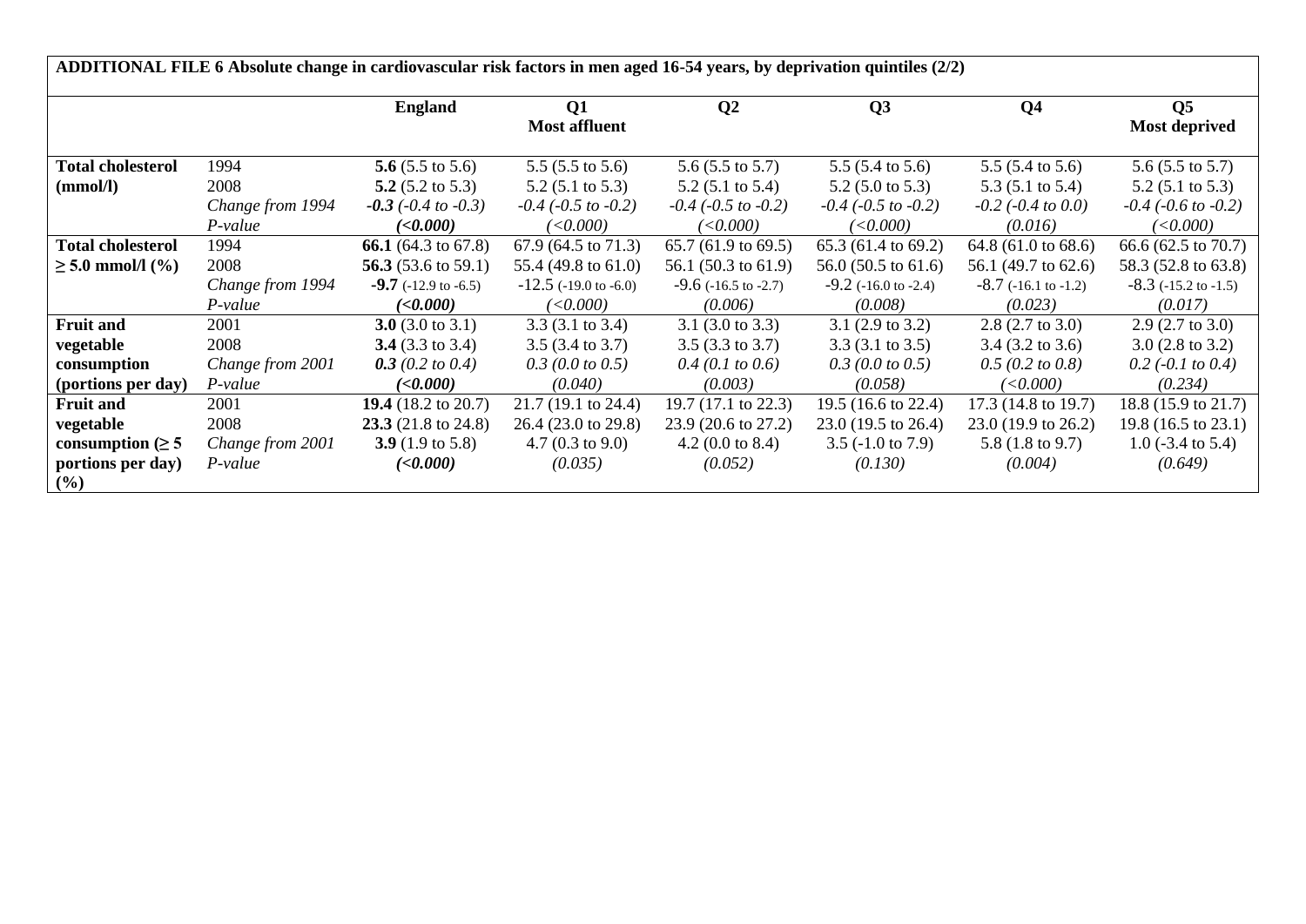**ADDITIONAL FILE 6 Absolute change in cardiovascular risk factors in men aged 16-54 years, by deprivation quintiles (2/2)**

| | | England | Q1 Most affluent | Q2 | Q3 | Q4 | Q5 Most deprived |
|---|---|---|---|---|---|---|---|
| **Total cholesterol (mmol/l)** | 1994 | **5.6** (5.5 to 5.6) | 5.5 (5.5 to 5.6) | 5.6 (5.5 to 5.7) | 5.5 (5.4 to 5.6) | 5.5 (5.4 to 5.6) | 5.6 (5.5 to 5.7) |
| | 2008 | **5.2** (5.2 to 5.3) | 5.2 (5.1 to 5.3) | 5.2 (5.1 to 5.4) | 5.2 (5.0 to 5.3) | 5.3 (5.1 to 5.4) | 5.2 (5.1 to 5.3) |
| | *Change from 1994* | ***-0.3** (-0.4 to -0.3)* | *-0.4 (-0.5 to -0.2)* | *-0.4 (-0.5 to -0.2)* | *-0.4 (-0.5 to -0.2)* | *-0.2 (-0.4 to 0.0)* | *-0.4 (-0.6 to -0.2)* |
| | *P-value* | ***(<0.000)*** | *(<0.000)* | *(<0.000)* | *(<0.000)* | *(0.016)* | *(<0.000)* |
| **Total cholesterol ≥ 5.0 mmol/l (%)** | 1994 | **66.1** (64.3 to 67.8) | 67.9 (64.5 to 71.3) | 65.7 (61.9 to 69.5) | 65.3 (61.4 to 69.2) | 64.8 (61.0 to 68.6) | 66.6 (62.5 to 70.7) |
| | 2008 | **56.3** (53.6 to 59.1) | 55.4 (49.8 to 61.0) | 56.1 (50.3 to 61.9) | 56.0 (50.5 to 61.6) | 56.1 (49.7 to 62.6) | 58.3 (52.8 to 63.8) |
| | *Change from 1994* | **-9.7** (-12.9 to -6.5) | -12.5 (-19.0 to -6.0) | -9.6 (-16.5 to -2.7) | -9.2 (-16.0 to -2.4) | -8.7 (-16.1 to -1.2) | -8.3 (-15.2 to -1.5) |
| | *P-value* | ***(<0.000)*** | *(<0.000)* | *(0.006)* | *(0.008)* | *(0.023)* | *(0.017)* |
| **Fruit and vegetable consumption (portions per day)** | 2001 | **3.0** (3.0 to 3.1) | 3.3 (3.1 to 3.4) | 3.1 (3.0 to 3.3) | 3.1 (2.9 to 3.2) | 2.8 (2.7 to 3.0) | 2.9 (2.7 to 3.0) |
| | 2008 | **3.4** (3.3 to 3.4) | 3.5 (3.4 to 3.7) | 3.5 (3.3 to 3.7) | 3.3 (3.1 to 3.5) | 3.4 (3.2 to 3.6) | 3.0 (2.8 to 3.2) |
| | *Change from 2001* | ***0.3** (0.2 to 0.4)* | *0.3 (0.0 to 0.5)* | *0.4 (0.1 to 0.6)* | *0.3 (0.0 to 0.5)* | *0.5 (0.2 to 0.8)* | *0.2 (-0.1 to 0.4)* |
| | *P-value* | ***(<0.000)*** | *(0.040)* | *(0.003)* | *(0.058)* | *(<0.000)* | *(0.234)* |
| **Fruit and vegetable consumption (≥ 5 portions per day) (%)** | 2001 | **19.4** (18.2 to 20.7) | 21.7 (19.1 to 24.4) | 19.7 (17.1 to 22.3) | 19.5 (16.6 to 22.4) | 17.3 (14.8 to 19.7) | 18.8 (15.9 to 21.7) |
| | 2008 | **23.3** (21.8 to 24.8) | 26.4 (23.0 to 29.8) | 23.9 (20.6 to 27.2) | 23.0 (19.5 to 26.4) | 23.0 (19.9 to 26.2) | 19.8 (16.5 to 23.1) |
| | *Change from 2001* | **3.9** (1.9 to 5.8) | 4.7 (0.3 to 9.0) | 4.2 (0.0 to 8.4) | 3.5 (-1.0 to 7.9) | 5.8 (1.8 to 9.7) | 1.0 (-3.4 to 5.4) |
| | *P-value* | ***(<0.000)*** | *(0.035)* | *(0.052)* | *(0.130)* | *(0.004)* | *(0.649)* |